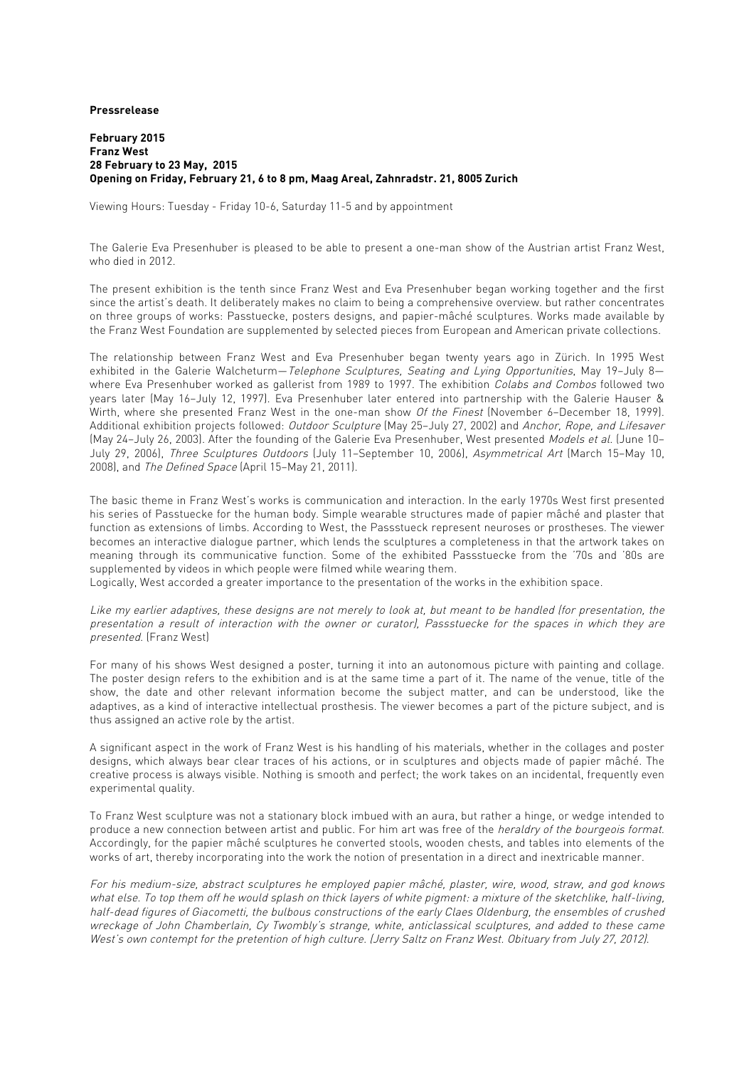**Pressrelease**

**February 2015**
**Franz West**
**28 February to 23 May, 2015**
**Opening on Friday, February 21, 6 to 8 pm, Maag Areal, Zahnradstr. 21, 8005 Zurich**

Viewing Hours: Tuesday - Friday 10-6, Saturday 11-5 and by appointment

The Galerie Eva Presenhuber is pleased to be able to present a one-man show of the Austrian artist Franz West, who died in 2012.

The present exhibition is the tenth since Franz West and Eva Presenhuber began working together and the first since the artist's death. It deliberately makes no claim to being a comprehensive overview. but rather concentrates on three groups of works: Passtuecke, posters designs, and papier-mâché sculptures. Works made available by the Franz West Foundation are supplemented by selected pieces from European and American private collections.

The relationship between Franz West and Eva Presenhuber began twenty years ago in Zürich. In 1995 West exhibited in the Galerie Walcheturm—*Telephone Sculptures, Seating and Lying Opportunities*, May 19–July 8—where Eva Presenhuber worked as gallerist from 1989 to 1997. The exhibition *Colabs and Combos* followed two years later (May 16–July 12, 1997). Eva Presenhuber later entered into partnership with the Galerie Hauser & Wirth, where she presented Franz West in the one-man show *Of the Finest* (November 6–December 18, 1999). Additional exhibition projects followed: *Outdoor Sculpture* (May 25–July 27, 2002) and *Anchor, Rope, and Lifesaver* (May 24–July 26, 2003). After the founding of the Galerie Eva Presenhuber, West presented *Models et al.* (June 10–July 29, 2006), *Three Sculptures Outdoors* (July 11–September 10, 2006), *Asymmetrical Art* (March 15–May 10, 2008), and *The Defined Space* (April 15–May 21, 2011).

The basic theme in Franz West's works is communication and interaction. In the early 1970s West first presented his series of Passtuecke for the human body. Simple wearable structures made of papier mâché and plaster that function as extensions of limbs. According to West, the Passstueck represent neuroses or prostheses. The viewer becomes an interactive dialogue partner, which lends the sculptures a completeness in that the artwork takes on meaning through its communicative function. Some of the exhibited Passstuecke from the '70s and '80s are supplemented by videos in which people were filmed while wearing them.
Logically, West accorded a greater importance to the presentation of the works in the exhibition space.

*Like my earlier adaptives, these designs are not merely to look at, but meant to be handled (for presentation, the presentation a result of interaction with the owner or curator), Passstuecke for the spaces in which they are presented.* (Franz West)

For many of his shows West designed a poster, turning it into an autonomous picture with painting and collage. The poster design refers to the exhibition and is at the same time a part of it. The name of the venue, title of the show, the date and other relevant information become the subject matter, and can be understood, like the adaptives, as a kind of interactive intellectual prosthesis. The viewer becomes a part of the picture subject, and is thus assigned an active role by the artist.

A significant aspect in the work of Franz West is his handling of his materials, whether in the collages and poster designs, which always bear clear traces of his actions, or in sculptures and objects made of papier mâché. The creative process is always visible. Nothing is smooth and perfect; the work takes on an incidental, frequently even experimental quality.

To Franz West sculpture was not a stationary block imbued with an aura, but rather a hinge, or wedge intended to produce a new connection between artist and public. For him art was free of the *heraldry of the bourgeois format*. Accordingly, for the papier mâché sculptures he converted stools, wooden chests, and tables into elements of the works of art, thereby incorporating into the work the notion of presentation in a direct and inextricable manner.

*For his medium-size, abstract sculptures he employed papier mâché, plaster, wire, wood, straw, and god knows what else. To top them off he would splash on thick layers of white pigment: a mixture of the sketchlike, half-living, half-dead figures of Giacometti, the bulbous constructions of the early Claes Oldenburg, the ensembles of crushed wreckage of John Chamberlain, Cy Twombly's strange, white, anticlassical sculptures, and added to these came West's own contempt for the pretention of high culture. (Jerry Saltz on Franz West. Obituary from July 27, 2012).*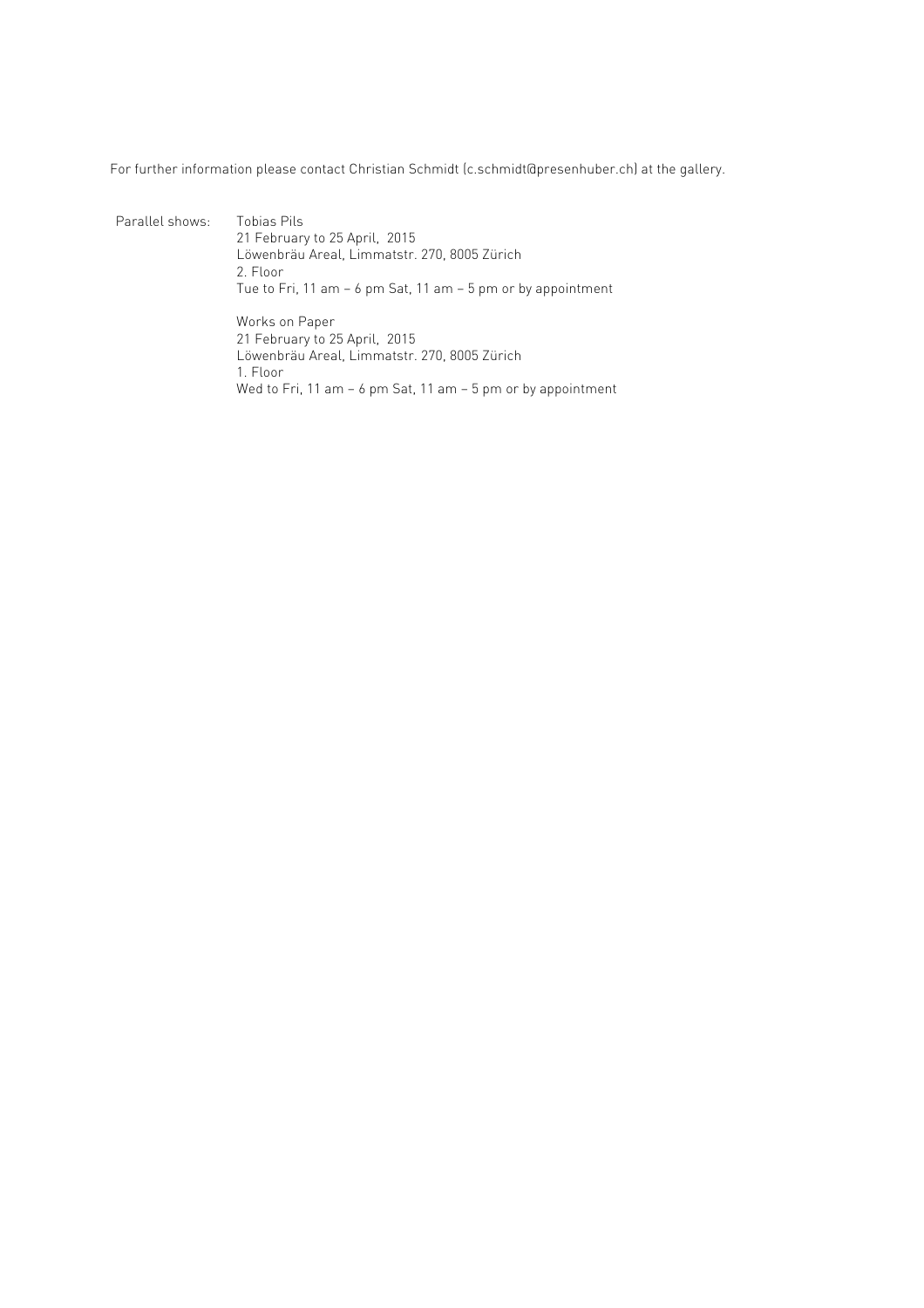For further information please contact Christian Schmidt (c.schmidt@presenhuber.ch) at the gallery.

Parallel shows:

Tobias Pils
21 February to 25 April, 2015
Löwenbräu Areal, Limmatstr. 270, 8005 Zürich
2. Floor
Tue to Fri, 11 am – 6 pm Sat, 11 am – 5 pm or by appointment

Works on Paper
21 February to 25 April, 2015
Löwenbräu Areal, Limmatstr. 270, 8005 Zürich
1. Floor
Wed to Fri, 11 am – 6 pm Sat, 11 am – 5 pm or by appointment